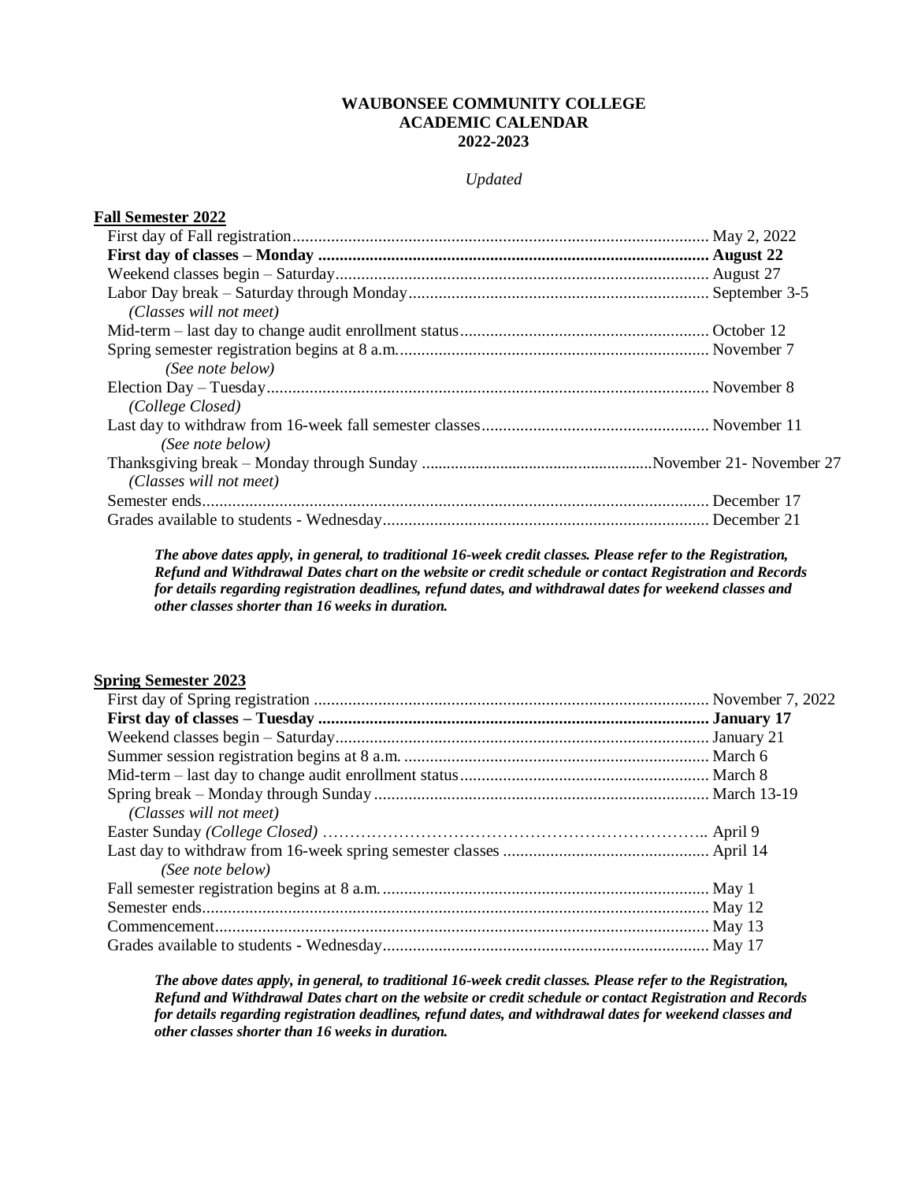**WAUBONSEE COMMUNITY COLLEGE**
**ACADEMIC CALENDAR**
**2022-2023**

*Updated*

## Fall Semester 2022

First day of Fall registration................................................................................................ May 2, 2022
**First day of classes – Monday .......................................................................................... August 22**
Weekend classes begin – Saturday...................................................................................... August 27
Labor Day break – Saturday through Monday..................................................................... September 3-5
*(Classes will not meet)*
Mid-term – last day to change audit enrollment status......................................................... October 12
Spring semester registration begins at 8 a.m........................................................................ November 7
*(See note below)*
Election Day – Tuesday...................................................................................................... November 8
*(College Closed)*
Last day to withdraw from 16-week fall semester classes.................................................... November 11
*(See note below)*
Thanksgiving break – Monday through Sunday ......................................................November 21- November 27
*(Classes will not meet)*
Semester ends..................................................................................................................... December 17
Grades available to students - Wednesday........................................................................... December 21

***The above dates apply, in general, to traditional 16-week credit classes. Please refer to the Registration, Refund and Withdrawal Dates chart on the website or credit schedule or contact Registration and Records for details regarding registration deadlines, refund dates, and withdrawal dates for weekend classes and other classes shorter than 16 weeks in duration.***

## Spring Semester 2023

First day of Spring registration ........................................................................................... November 7, 2022
**First day of classes – Tuesday .......................................................................................... January 17**
Weekend classes begin – Saturday...................................................................................... January 21
Summer session registration begins at 8 a.m. ...................................................................... March 6
Mid-term – last day to change audit enrollment status......................................................... March 8
Spring break – Monday through Sunday ............................................................................. March 13-19
*(Classes will not meet)*
Easter Sunday *(College Closed)* …………………………………………………………….. April 9
Last day to withdraw from 16-week spring semester classes ............................................... April 14
*(See note below)*
Fall semester registration begins at 8 a.m. ........................................................................... May 1
Semester ends..................................................................................................................... May 12
Commencement.................................................................................................................. May 13
Grades available to students - Wednesday........................................................................... May 17

***The above dates apply, in general, to traditional 16-week credit classes. Please refer to the Registration, Refund and Withdrawal Dates chart on the website or credit schedule or contact Registration and Records for details regarding registration deadlines, refund dates, and withdrawal dates for weekend classes and other classes shorter than 16 weeks in duration.***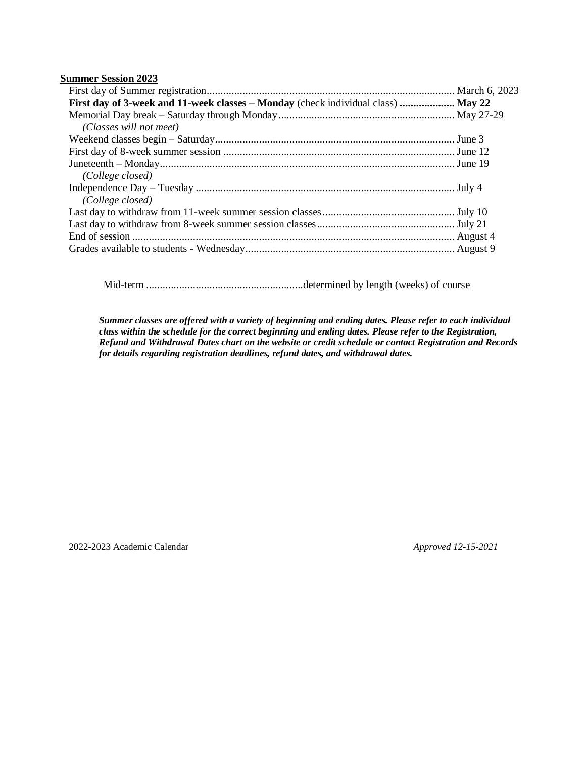**Summer Session 2023**

| | |
|---|---|
| First day of Summer registration | March 6, 2023 |
| **First day of 3-week and 11-week classes – Monday** (check individual class) | **May 22** |
| Memorial Day break – Saturday through Monday *(Classes will not meet)* | May 27-29 |
| Weekend classes begin – Saturday | June 3 |
| First day of 8-week summer session | June 12 |
| Juneteenth – Monday *(College closed)* | June 19 |
| Independence Day – Tuesday *(College closed)* | July 4 |
| Last day to withdraw from 11-week summer session classes | July 10 |
| Last day to withdraw from 8-week summer session classes | July 21 |
| End of session | August 4 |
| Grades available to students - Wednesday | August 9 |

Mid-term ......................................................determined by length (weeks) of course

***Summer classes are offered with a variety of beginning and ending dates. Please refer to each individual class within the schedule for the correct beginning and ending dates. Please refer to the Registration, Refund and Withdrawal Dates chart on the website or credit schedule or contact Registration and Records for details regarding registration deadlines, refund dates, and withdrawal dates.***

2022-2023 Academic Calendar *Approved 12-15-2021*